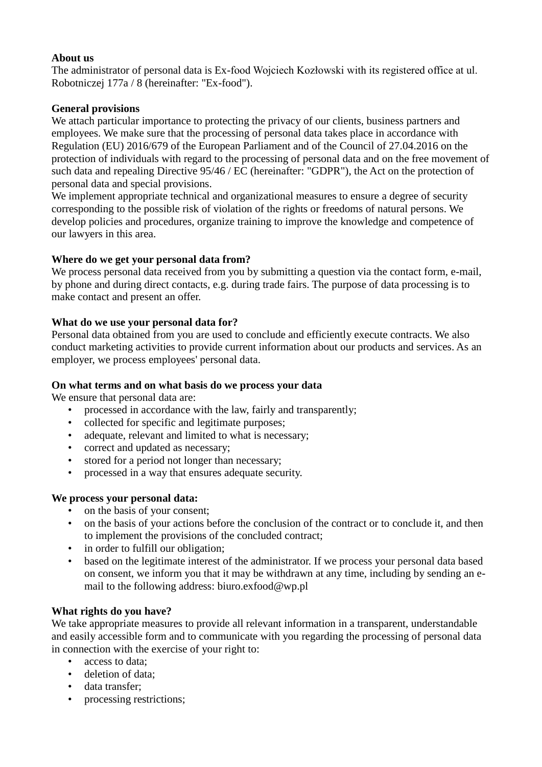**About us**
The administrator of personal data is Ex-food Wojciech Kozłowski with its registered office at ul. Robotniczej 177a / 8 (hereinafter: "Ex-food").

**General provisions**
We attach particular importance to protecting the privacy of our clients, business partners and employees. We make sure that the processing of personal data takes place in accordance with Regulation (EU) 2016/679 of the European Parliament and of the Council of 27.04.2016 on the protection of individuals with regard to the processing of personal data and on the free movement of such data and repealing Directive 95/46 / EC (hereinafter: "GDPR"), the Act on the protection of personal data and special provisions.
We implement appropriate technical and organizational measures to ensure a degree of security corresponding to the possible risk of violation of the rights or freedoms of natural persons. We develop policies and procedures, organize training to improve the knowledge and competence of our lawyers in this area.

**Where do we get your personal data from?**
We process personal data received from you by submitting a question via the contact form, e-mail, by phone and during direct contacts, e.g. during trade fairs. The purpose of data processing is to make contact and present an offer.

**What do we use your personal data for?**
Personal data obtained from you are used to conclude and efficiently execute contracts. We also conduct marketing activities to provide current information about our products and services. As an employer, we process employees' personal data.

**On what terms and on what basis do we process your data**
We ensure that personal data are:

- processed in accordance with the law, fairly and transparently;
- collected for specific and legitimate purposes;
- adequate, relevant and limited to what is necessary;
- correct and updated as necessary;
- stored for a period not longer than necessary;
- processed in a way that ensures adequate security.

**We process your personal data:**

- on the basis of your consent;
- on the basis of your actions before the conclusion of the contract or to conclude it, and then to implement the provisions of the concluded contract;
- in order to fulfill our obligation;
- based on the legitimate interest of the administrator. If we process your personal data based on consent, we inform you that it may be withdrawn at any time, including by sending an e-mail to the following address: biuro.exfood@wp.pl

**What rights do you have?**
We take appropriate measures to provide all relevant information in a transparent, understandable and easily accessible form and to communicate with you regarding the processing of personal data in connection with the exercise of your right to:

- access to data;
- deletion of data;
- data transfer;
- processing restrictions;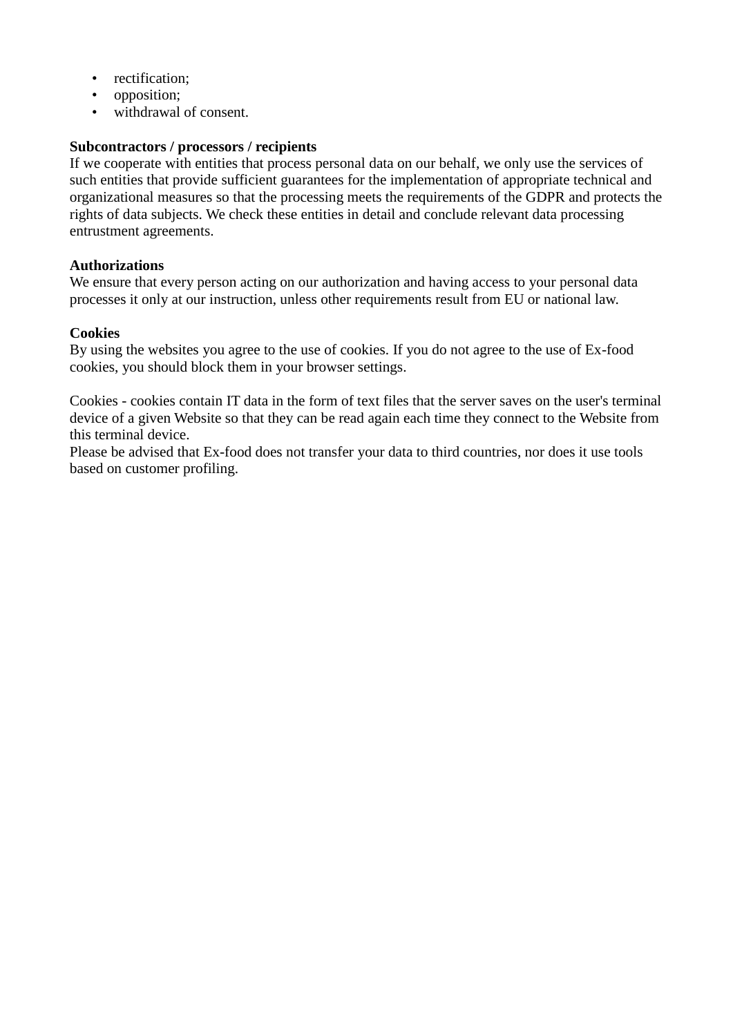- rectification;
- opposition;
- withdrawal of consent.

**Subcontractors / processors / recipients**
If we cooperate with entities that process personal data on our behalf, we only use the services of such entities that provide sufficient guarantees for the implementation of appropriate technical and organizational measures so that the processing meets the requirements of the GDPR and protects the rights of data subjects. We check these entities in detail and conclude relevant data processing entrustment agreements.

**Authorizations**
We ensure that every person acting on our authorization and having access to your personal data processes it only at our instruction, unless other requirements result from EU or national law.

**Cookies**
By using the websites you agree to the use of cookies. If you do not agree to the use of Ex-food cookies, you should block them in your browser settings.

Cookies - cookies contain IT data in the form of text files that the server saves on the user's terminal device of a given Website so that they can be read again each time they connect to the Website from this terminal device.
Please be advised that Ex-food does not transfer your data to third countries, nor does it use tools based on customer profiling.